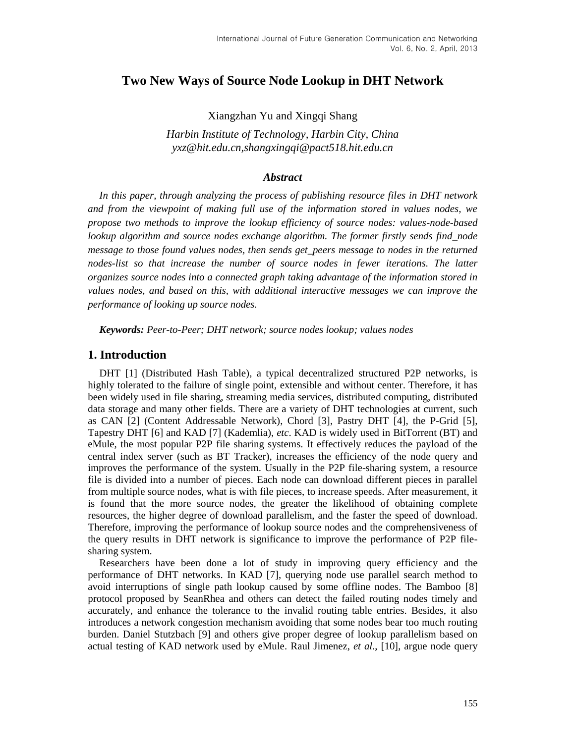# Two New Ways of Source Node Lookup in DHT Network

Xiangzhan Yu and Xingqi Shang

*Harbin Institute of Technology, Harbin City, China*
*yxz@hit.edu.cn,shangxingqi@pact518.hit.edu.cn*

### *Abstract*

*In this paper, through analyzing the process of publishing resource files in DHT network and from the viewpoint of making full use of the information stored in values nodes, we propose two methods to improve the lookup efficiency of source nodes: values-node-based lookup algorithm and source nodes exchange algorithm. The former firstly sends find_node message to those found values nodes, then sends get_peers message to nodes in the returned nodes-list so that increase the number of source nodes in fewer iterations. The latter organizes source nodes into a connected graph taking advantage of the information stored in values nodes, and based on this, with additional interactive messages we can improve the performance of looking up source nodes.*

***Keywords:*** *Peer-to-Peer; DHT network; source nodes lookup; values nodes*

## 1. Introduction

DHT [1] (Distributed Hash Table), a typical decentralized structured P2P networks, is highly tolerated to the failure of single point, extensible and without center. Therefore, it has been widely used in file sharing, streaming media services, distributed computing, distributed data storage and many other fields. There are a variety of DHT technologies at current, such as CAN [2] (Content Addressable Network), Chord [3], Pastry DHT [4], the P-Grid [5], Tapestry DHT [6] and KAD [7] (Kademlia), *etc*. KAD is widely used in BitTorrent (BT) and eMule, the most popular P2P file sharing systems. It effectively reduces the payload of the central index server (such as BT Tracker), increases the efficiency of the node query and improves the performance of the system. Usually in the P2P file-sharing system, a resource file is divided into a number of pieces. Each node can download different pieces in parallel from multiple source nodes, what is with file pieces, to increase speeds. After measurement, it is found that the more source nodes, the greater the likelihood of obtaining complete resources, the higher degree of download parallelism, and the faster the speed of download. Therefore, improving the performance of lookup source nodes and the comprehensiveness of the query results in DHT network is significance to improve the performance of P2P file-sharing system.

Researchers have been done a lot of study in improving query efficiency and the performance of DHT networks. In KAD [7], querying node use parallel search method to avoid interruptions of single path lookup caused by some offline nodes. The Bamboo [8] protocol proposed by SeanRhea and others can detect the failed routing nodes timely and accurately, and enhance the tolerance to the invalid routing table entries. Besides, it also introduces a network congestion mechanism avoiding that some nodes bear too much routing burden. Daniel Stutzbach [9] and others give proper degree of lookup parallelism based on actual testing of KAD network used by eMule. Raul Jimenez, *et al.*, [10], argue node query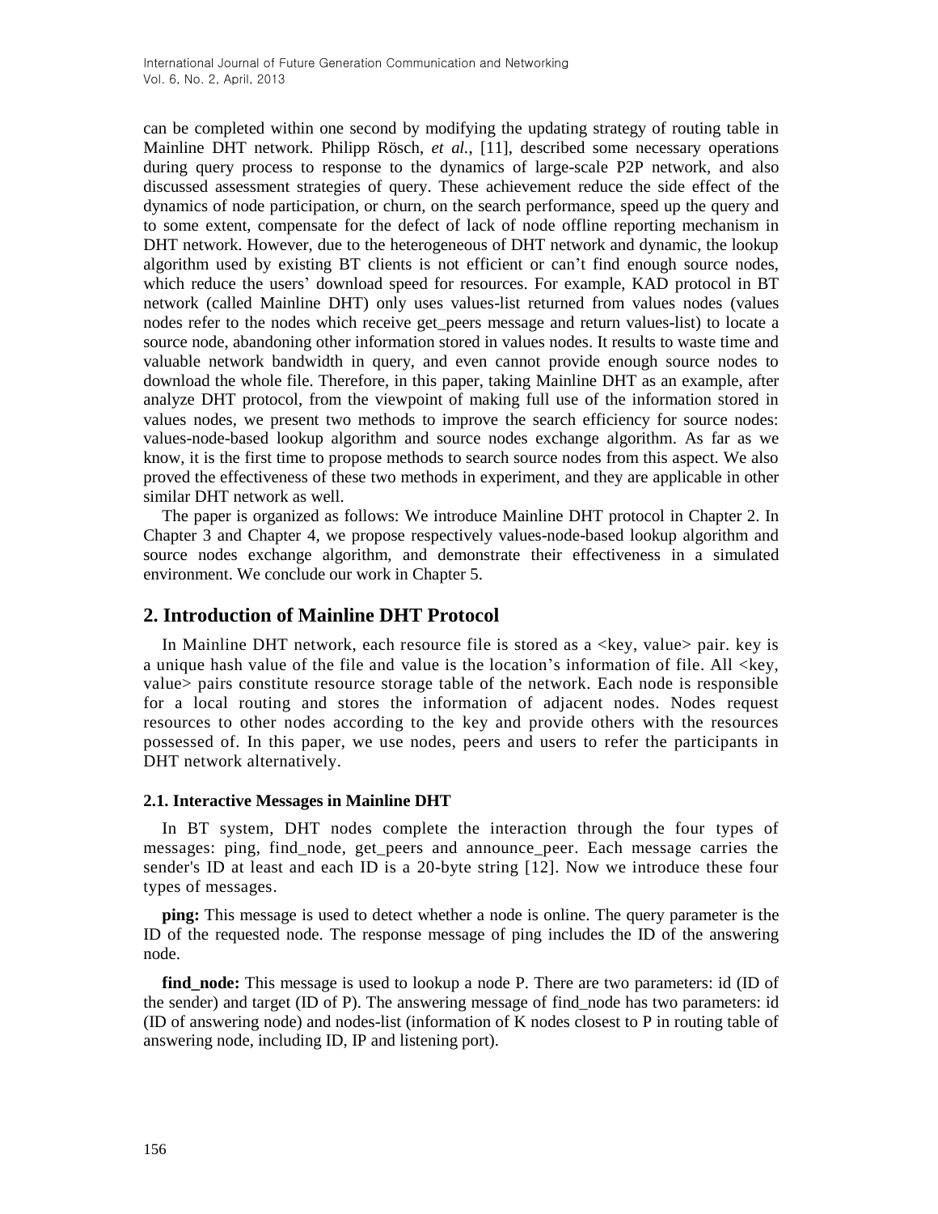can be completed within one second by modifying the updating strategy of routing table in Mainline DHT network. Philipp Rösch, *et al.*, [11], described some necessary operations during query process to response to the dynamics of large-scale P2P network, and also discussed assessment strategies of query. These achievement reduce the side effect of the dynamics of node participation, or churn, on the search performance, speed up the query and to some extent, compensate for the defect of lack of node offline reporting mechanism in DHT network. However, due to the heterogeneous of DHT network and dynamic, the lookup algorithm used by existing BT clients is not efficient or can't find enough source nodes, which reduce the users' download speed for resources. For example, KAD protocol in BT network (called Mainline DHT) only uses values-list returned from values nodes (values nodes refer to the nodes which receive get_peers message and return values-list) to locate a source node, abandoning other information stored in values nodes. It results to waste time and valuable network bandwidth in query, and even cannot provide enough source nodes to download the whole file. Therefore, in this paper, taking Mainline DHT as an example, after analyze DHT protocol, from the viewpoint of making full use of the information stored in values nodes, we present two methods to improve the search efficiency for source nodes: values-node-based lookup algorithm and source nodes exchange algorithm. As far as we know, it is the first time to propose methods to search source nodes from this aspect. We also proved the effectiveness of these two methods in experiment, and they are applicable in other similar DHT network as well.

The paper is organized as follows: We introduce Mainline DHT protocol in Chapter 2. In Chapter 3 and Chapter 4, we propose respectively values-node-based lookup algorithm and source nodes exchange algorithm, and demonstrate their effectiveness in a simulated environment. We conclude our work in Chapter 5.

## 2. Introduction of Mainline DHT Protocol

In Mainline DHT network, each resource file is stored as a <key, value> pair. key is a unique hash value of the file and value is the location's information of file. All <key, value> pairs constitute resource storage table of the network. Each node is responsible for a local routing and stores the information of adjacent nodes. Nodes request resources to other nodes according to the key and provide others with the resources possessed of. In this paper, we use nodes, peers and users to refer the participants in DHT network alternatively.

### 2.1. Interactive Messages in Mainline DHT

In BT system, DHT nodes complete the interaction through the four types of messages: ping, find_node, get_peers and announce_peer. Each message carries the sender's ID at least and each ID is a 20-byte string [12]. Now we introduce these four types of messages.

**ping:** This message is used to detect whether a node is online. The query parameter is the ID of the requested node. The response message of ping includes the ID of the answering node.

**find_node:** This message is used to lookup a node P. There are two parameters: id (ID of the sender) and target (ID of P). The answering message of find_node has two parameters: id (ID of answering node) and nodes-list (information of K nodes closest to P in routing table of answering node, including ID, IP and listening port).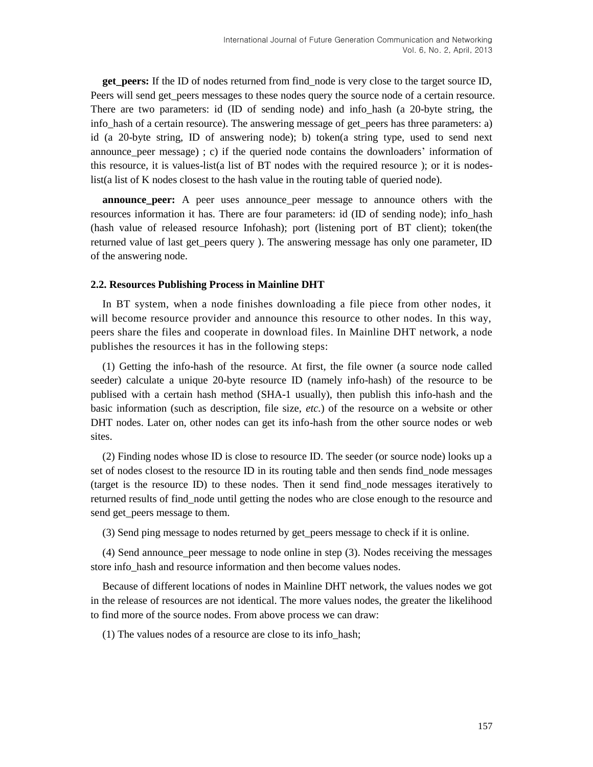**get_peers:** If the ID of nodes returned from find_node is very close to the target source ID, Peers will send get_peers messages to these nodes query the source node of a certain resource. There are two parameters: id (ID of sending node) and info_hash (a 20-byte string, the info_hash of a certain resource). The answering message of get_peers has three parameters: a) id (a 20-byte string, ID of answering node); b) token(a string type, used to send next announce_peer message) ; c) if the queried node contains the downloaders' information of this resource, it is values-list(a list of BT nodes with the required resource ); or it is nodes-list(a list of K nodes closest to the hash value in the routing table of queried node).

**announce_peer:** A peer uses announce_peer message to announce others with the resources information it has. There are four parameters: id (ID of sending node); info_hash (hash value of released resource Infohash); port (listening port of BT client); token(the returned value of last get_peers query ). The answering message has only one parameter, ID of the answering node.

### 2.2. Resources Publishing Process in Mainline DHT

In BT system, when a node finishes downloading a file piece from other nodes, it will become resource provider and announce this resource to other nodes. In this way, peers share the files and cooperate in download files. In Mainline DHT network, a node publishes the resources it has in the following steps:

(1) Getting the info-hash of the resource. At first, the file owner (a source node called seeder) calculate a unique 20-byte resource ID (namely info-hash) of the resource to be publised with a certain hash method (SHA-1 usually), then publish this info-hash and the basic information (such as description, file size, *etc.*) of the resource on a website or other DHT nodes. Later on, other nodes can get its info-hash from the other source nodes or web sites.

(2) Finding nodes whose ID is close to resource ID. The seeder (or source node) looks up a set of nodes closest to the resource ID in its routing table and then sends find_node messages (target is the resource ID) to these nodes. Then it send find_node messages iteratively to returned results of find_node until getting the nodes who are close enough to the resource and send get_peers message to them.

(3) Send ping message to nodes returned by get_peers message to check if it is online.

(4) Send announce_peer message to node online in step (3). Nodes receiving the messages store info_hash and resource information and then become values nodes.

Because of different locations of nodes in Mainline DHT network, the values nodes we got in the release of resources are not identical. The more values nodes, the greater the likelihood to find more of the source nodes. From above process we can draw:

(1) The values nodes of a resource are close to its info_hash;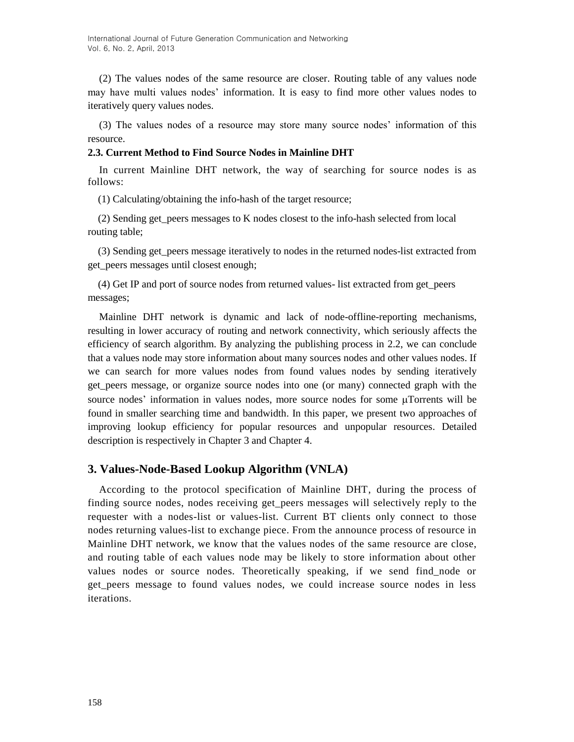(2) The values nodes of the same resource are closer. Routing table of any values node may have multi values nodes' information. It is easy to find more other values nodes to iteratively query values nodes.

(3) The values nodes of a resource may store many source nodes' information of this resource.

### 2.3. Current Method to Find Source Nodes in Mainline DHT

In current Mainline DHT network, the way of searching for source nodes is as follows:

(1) Calculating/obtaining the info-hash of the target resource;

(2) Sending get_peers messages to K nodes closest to the info-hash selected from local routing table;

(3) Sending get_peers message iteratively to nodes in the returned nodes-list extracted from get_peers messages until closest enough;

(4) Get IP and port of source nodes from returned values- list extracted from get_peers messages;

Mainline DHT network is dynamic and lack of node-offline-reporting mechanisms, resulting in lower accuracy of routing and network connectivity, which seriously affects the efficiency of search algorithm. By analyzing the publishing process in 2.2, we can conclude that a values node may store information about many sources nodes and other values nodes. If we can search for more values nodes from found values nodes by sending iteratively get_peers message, or organize source nodes into one (or many) connected graph with the source nodes' information in values nodes, more source nodes for some μTorrents will be found in smaller searching time and bandwidth. In this paper, we present two approaches of improving lookup efficiency for popular resources and unpopular resources. Detailed description is respectively in Chapter 3 and Chapter 4.

## 3. Values-Node-Based Lookup Algorithm (VNLA)

According to the protocol specification of Mainline DHT, during the process of finding source nodes, nodes receiving get_peers messages will selectively reply to the requester with a nodes-list or values-list. Current BT clients only connect to those nodes returning values-list to exchange piece. From the announce process of resource in Mainline DHT network, we know that the values nodes of the same resource are close, and routing table of each values node may be likely to store information about other values nodes or source nodes. Theoretically speaking, if we send find_node or get_peers message to found values nodes, we could increase source nodes in less iterations.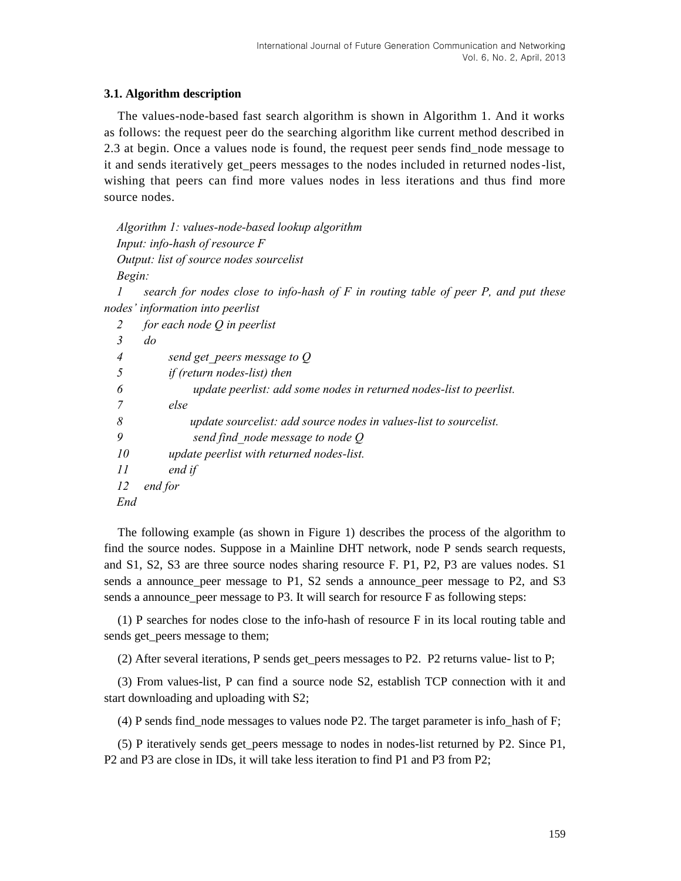### 3.1. Algorithm description

The values-node-based fast search algorithm is shown in Algorithm 1. And it works as follows: the request peer do the searching algorithm like current method described in 2.3 at begin. Once a values node is found, the request peer sends find_node message to it and sends iteratively get_peers messages to the nodes included in returned nodes-list, wishing that peers can find more values nodes in less iterations and thus find more source nodes.

*Algorithm 1: values-node-based lookup algorithm*

*Input: info-hash of resource F*

*Output: list of source nodes sourcelist*

*Begin:*

*1 search for nodes close to info-hash of F in routing table of peer P, and put these nodes' information into peerlist*

*2 for each node Q in peerlist*

*3 do*

*4 send get_peers message to Q*

*5 if (return nodes-list) then*

*6 update peerlist: add some nodes in returned nodes-list to peerlist.*

*7 else*

*8 update sourcelist: add source nodes in values-list to sourcelist.*

*9 send find_node message to node Q*

*10 update peerlist with returned nodes-list.*

*11 end if*

*12 end for*

*End*

The following example (as shown in Figure 1) describes the process of the algorithm to find the source nodes. Suppose in a Mainline DHT network, node P sends search requests, and S1, S2, S3 are three source nodes sharing resource F. P1, P2, P3 are values nodes. S1 sends a announce_peer message to P1, S2 sends a announce_peer message to P2, and S3 sends a announce_peer message to P3. It will search for resource F as following steps:

(1) P searches for nodes close to the info-hash of resource F in its local routing table and sends get_peers message to them;

(2) After several iterations, P sends get_peers messages to P2. P2 returns value- list to P;

(3) From values-list, P can find a source node S2, establish TCP connection with it and start downloading and uploading with S2;

(4) P sends find_node messages to values node P2. The target parameter is info_hash of F;

(5) P iteratively sends get_peers message to nodes in nodes-list returned by P2. Since P1, P2 and P3 are close in IDs, it will take less iteration to find P1 and P3 from P2;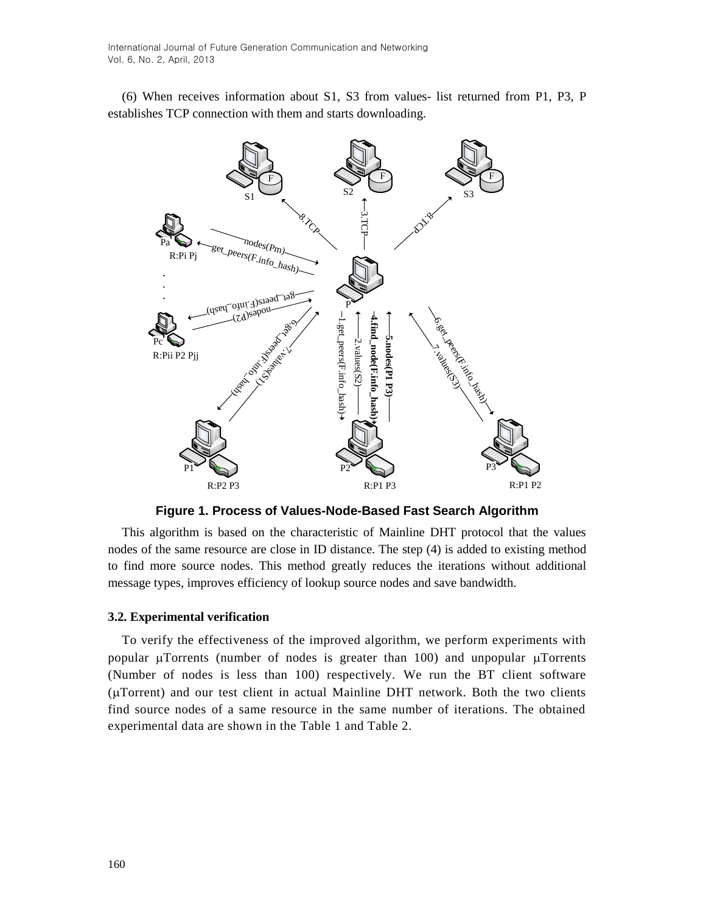(6) When receives information about S1, S3 from values- list returned from P1, P3, P establishes TCP connection with them and starts downloading.

**Figure 1. Process of Values-Node-Based Fast Search Algorithm**

This algorithm is based on the characteristic of Mainline DHT protocol that the values nodes of the same resource are close in ID distance. The step (4) is added to existing method to find more source nodes. This method greatly reduces the iterations without additional message types, improves efficiency of lookup source nodes and save bandwidth.

### 3.2. Experimental verification

To verify the effectiveness of the improved algorithm, we perform experiments with popular μTorrents (number of nodes is greater than 100) and unpopular μTorrents (Number of nodes is less than 100) respectively. We run the BT client software (μTorrent) and our test client in actual Mainline DHT network. Both the two clients find source nodes of a same resource in the same number of iterations. The obtained experimental data are shown in the Table 1 and Table 2.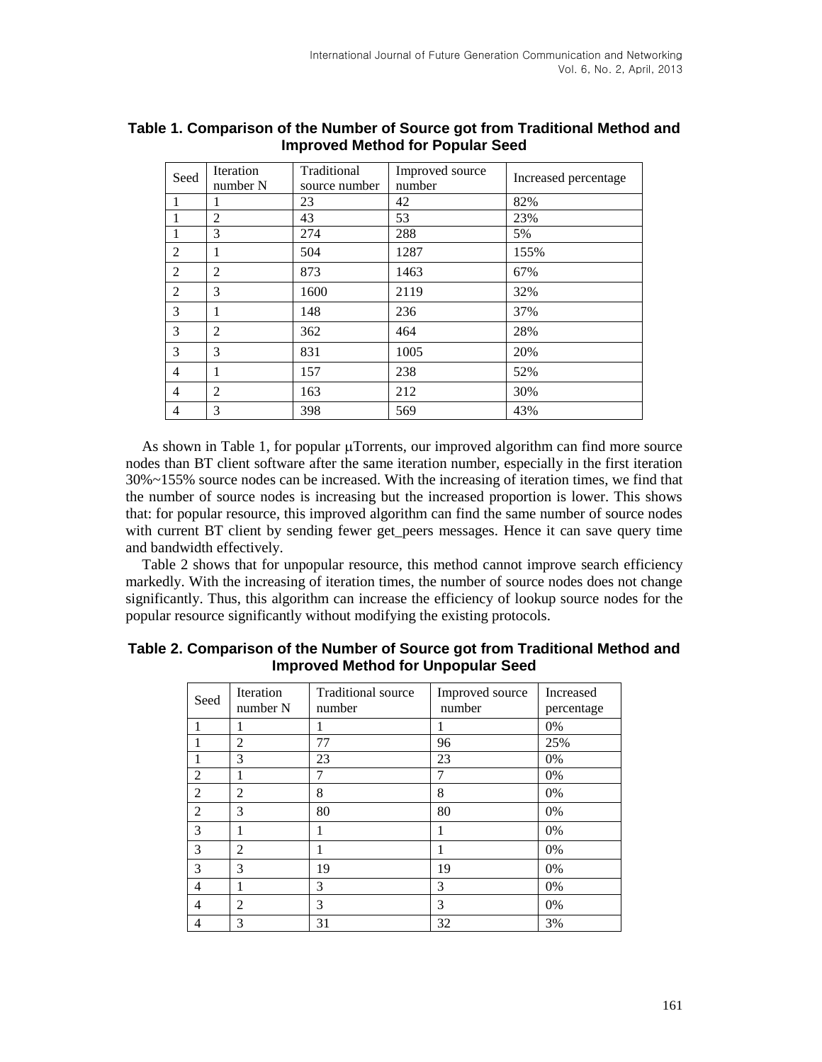**Table 1. Comparison of the Number of Source got from Traditional Method and Improved Method for Popular Seed**

| Seed | Iteration number N | Traditional source number | Improved source number | Increased percentage |
|---|---|---|---|---|
| 1 | 1 | 23 | 42 | 82% |
| 1 | 2 | 43 | 53 | 23% |
| 1 | 3 | 274 | 288 | 5% |
| 2 | 1 | 504 | 1287 | 155% |
| 2 | 2 | 873 | 1463 | 67% |
| 2 | 3 | 1600 | 2119 | 32% |
| 3 | 1 | 148 | 236 | 37% |
| 3 | 2 | 362 | 464 | 28% |
| 3 | 3 | 831 | 1005 | 20% |
| 4 | 1 | 157 | 238 | 52% |
| 4 | 2 | 163 | 212 | 30% |
| 4 | 3 | 398 | 569 | 43% |

As shown in Table 1, for popular μTorrents, our improved algorithm can find more source nodes than BT client software after the same iteration number, especially in the first iteration 30%~155% source nodes can be increased. With the increasing of iteration times, we find that the number of source nodes is increasing but the increased proportion is lower. This shows that: for popular resource, this improved algorithm can find the same number of source nodes with current BT client by sending fewer get_peers messages. Hence it can save query time and bandwidth effectively.

Table 2 shows that for unpopular resource, this method cannot improve search efficiency markedly. With the increasing of iteration times, the number of source nodes does not change significantly. Thus, this algorithm can increase the efficiency of lookup source nodes for the popular resource significantly without modifying the existing protocols.

**Table 2. Comparison of the Number of Source got from Traditional Method and Improved Method for Unpopular Seed**

| Seed | Iteration number N | Traditional source number | Improved source number | Increased percentage |
|---|---|---|---|---|
| 1 | 1 | 1 | 1 | 0% |
| 1 | 2 | 77 | 96 | 25% |
| 1 | 3 | 23 | 23 | 0% |
| 2 | 1 | 7 | 7 | 0% |
| 2 | 2 | 8 | 8 | 0% |
| 2 | 3 | 80 | 80 | 0% |
| 3 | 1 | 1 | 1 | 0% |
| 3 | 2 | 1 | 1 | 0% |
| 3 | 3 | 19 | 19 | 0% |
| 4 | 1 | 3 | 3 | 0% |
| 4 | 2 | 3 | 3 | 0% |
| 4 | 3 | 31 | 32 | 3% |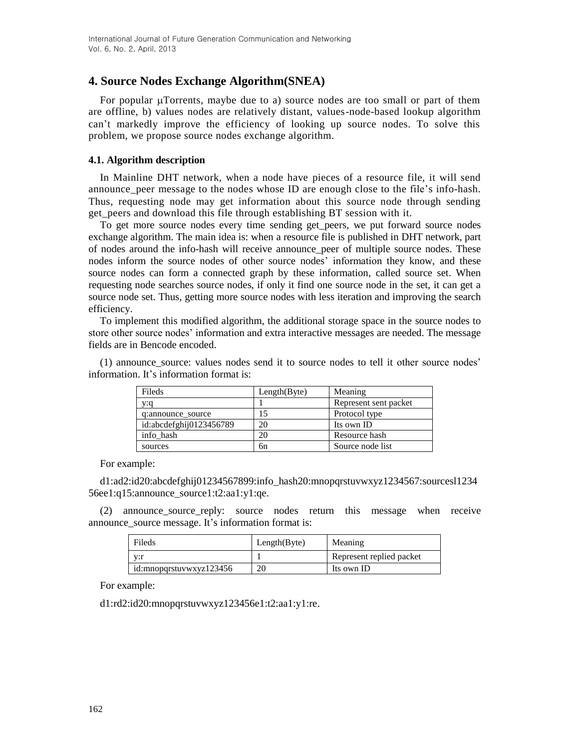## 4. Source Nodes Exchange Algorithm(SNEA)

For popular μTorrents, maybe due to a) source nodes are too small or part of them are offline, b) values nodes are relatively distant, values-node-based lookup algorithm can't markedly improve the efficiency of looking up source nodes. To solve this problem, we propose source nodes exchange algorithm.

### 4.1. Algorithm description

In Mainline DHT network, when a node have pieces of a resource file, it will send announce_peer message to the nodes whose ID are enough close to the file's info-hash. Thus, requesting node may get information about this source node through sending get_peers and download this file through establishing BT session with it.

To get more source nodes every time sending get_peers, we put forward source nodes exchange algorithm. The main idea is: when a resource file is published in DHT network, part of nodes around the info-hash will receive announce_peer of multiple source nodes. These nodes inform the source nodes of other source nodes' information they know, and these source nodes can form a connected graph by these information, called source set. When requesting node searches source nodes, if only it find one source node in the set, it can get a source node set. Thus, getting more source nodes with less iteration and improving the search efficiency.

To implement this modified algorithm, the additional storage space in the source nodes to store other source nodes' information and extra interactive messages are needed. The message fields are in Bencode encoded.

(1) announce_source: values nodes send it to source nodes to tell it other source nodes' information. It's information format is:

| Fileds | Length(Byte) | Meaning |
|---|---|---|
| y:q | 1 | Represent sent packet |
| q:announce_source | 15 | Protocol type |
| id:abcdefghij0123456789 | 20 | Its own ID |
| info_hash | 20 | Resource hash |
| sources | 6n | Source node list |

For example:

d1:ad2:id20:abcdefghij01234567899:info_hash20:mnopqrstuvwxyz1234567:sourcesl123456ee1:q15:announce_source1:t2:aa1:y1:qe.

(2) announce_source_reply: source nodes return this message when receive announce_source message. It's information format is:

| Fileds | Length(Byte) | Meaning |
|---|---|---|
| y:r | 1 | Represent replied packet |
| id:mnopqrstuvwxyz123456 | 20 | Its own ID |

For example:

d1:rd2:id20:mnopqrstuvwxyz123456e1:t2:aa1:y1:re.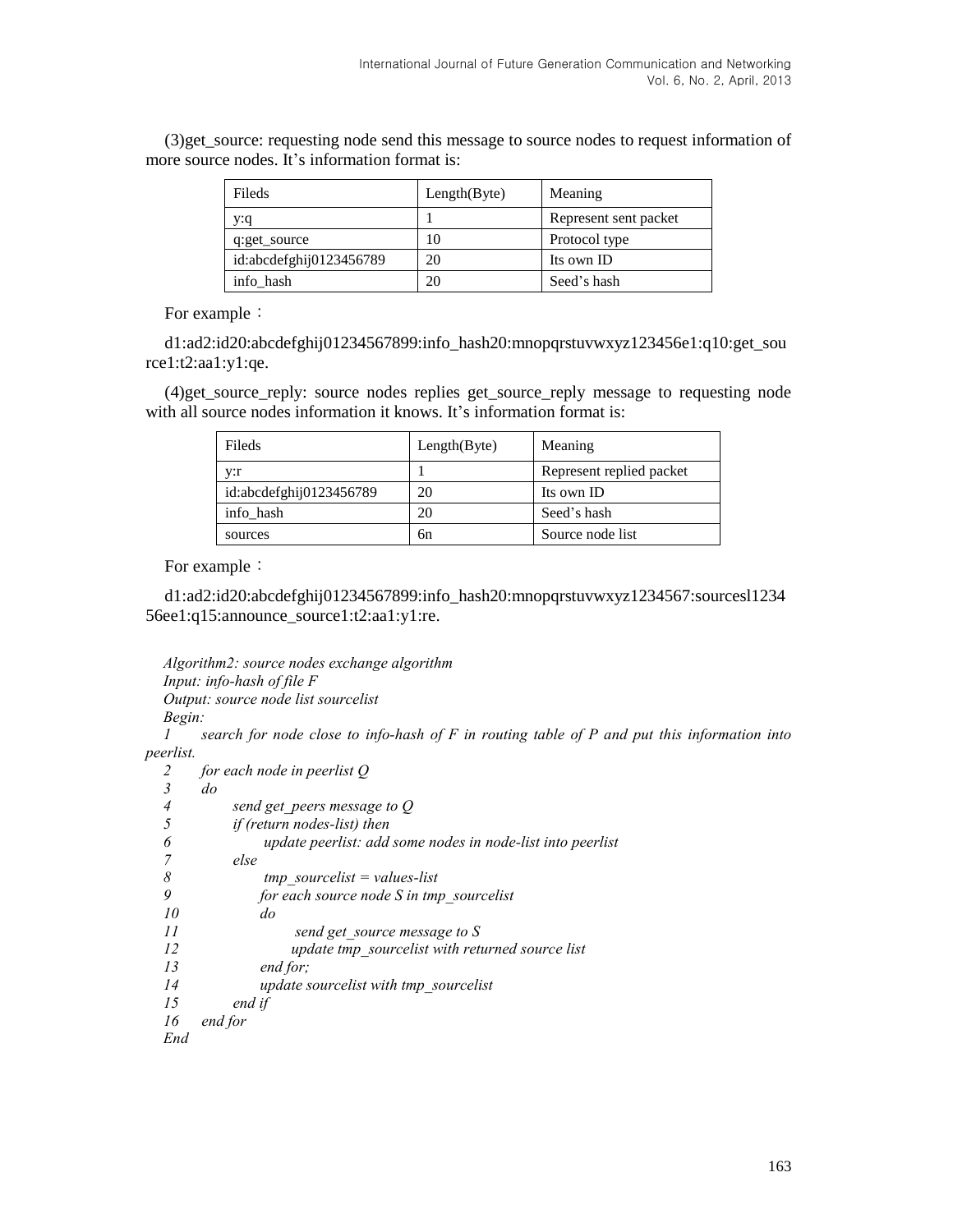(3)get_source: requesting node send this message to source nodes to request information of more source nodes. It's information format is:

| Fileds | Length(Byte) | Meaning |
|---|---|---|
| y:q | 1 | Represent sent packet |
| q:get_source | 10 | Protocol type |
| id:abcdefghij0123456789 | 20 | Its own ID |
| info_hash | 20 | Seed's hash |

For example：

d1:ad2:id20:abcdefghij01234567899:info_hash20:mnopqrstuvwxyz123456e1:q10:get_source1:t2:aa1:y1:qe.

(4)get_source_reply: source nodes replies get_source_reply message to requesting node with all source nodes information it knows. It's information format is:

| Fileds | Length(Byte) | Meaning |
|---|---|---|
| y:r | 1 | Represent replied packet |
| id:abcdefghij0123456789 | 20 | Its own ID |
| info_hash | 20 | Seed's hash |
| sources | 6n | Source node list |

For example：

d1:ad2:id20:abcdefghij01234567899:info_hash20:mnopqrstuvwxyz1234567:sourcesl123456ee1:q15:announce_source1:t2:aa1:y1:re.

*Algorithm2: source nodes exchange algorithm*
*Input: info-hash of file F*
*Output: source node list sourcelist*
*Begin:*

```
1    search for node close to info-hash of F in routing table of P and put this information into peerlist.
2    for each node in peerlist Q
3    do
4        send get_peers message to Q
5        if (return nodes-list) then
6            update peerlist: add some nodes in node-list into peerlist
7        else
8            tmp_sourcelist = values-list
9            for each source node S in tmp_sourcelist
10           do
11               send get_source message to S
12               update tmp_sourcelist with returned source list
13           end for;
14           update sourcelist with tmp_sourcelist
15       end if
16   end for
End
```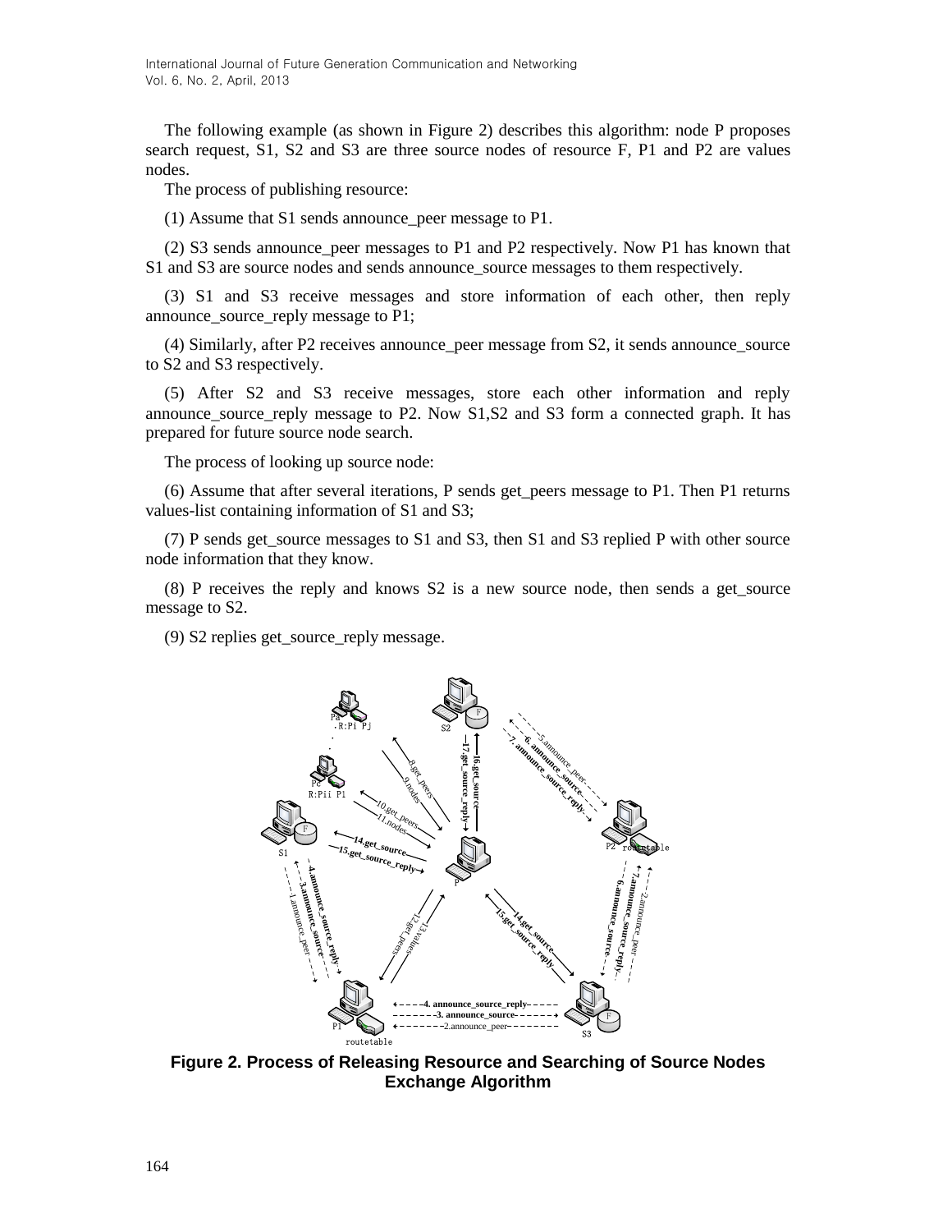The following example (as shown in Figure 2) describes this algorithm: node P proposes search request, S1, S2 and S3 are three source nodes of resource F, P1 and P2 are values nodes.

The process of publishing resource:

(1) Assume that S1 sends announce_peer message to P1.

(2) S3 sends announce_peer messages to P1 and P2 respectively. Now P1 has known that S1 and S3 are source nodes and sends announce_source messages to them respectively.

(3) S1 and S3 receive messages and store information of each other, then reply announce_source_reply message to P1;

(4) Similarly, after P2 receives announce_peer message from S2, it sends announce_source to S2 and S3 respectively.

(5) After S2 and S3 receive messages, store each other information and reply announce_source_reply message to P2. Now S1,S2 and S3 form a connected graph. It has prepared for future source node search.

The process of looking up source node:

(6) Assume that after several iterations, P sends get_peers message to P1. Then P1 returns values-list containing information of S1 and S3;

(7) P sends get_source messages to S1 and S3, then S1 and S3 replied P with other source node information that they know.

(8) P receives the reply and knows S2 is a new source node, then sends a get_source message to S2.

(9) S2 replies get_source_reply message.

Pa
R:Pi Pj
Pc
R:Pii P1
S1
S2
F
P
P1
routetable
P2
S3
8.get_peers
9.nodes
10.get_peers
11.nodes
12.get_peers
13.values
14.get_source
15.get_source_reply
16.get_source
17.get_source_reply
1.announce_peer
2.announce_peer
3.announce_source
4.announce_source_reply
5.announce_peer
6.announce_source
7.announce_source_reply

**Figure 2. Process of Releasing Resource and Searching of Source Nodes Exchange Algorithm**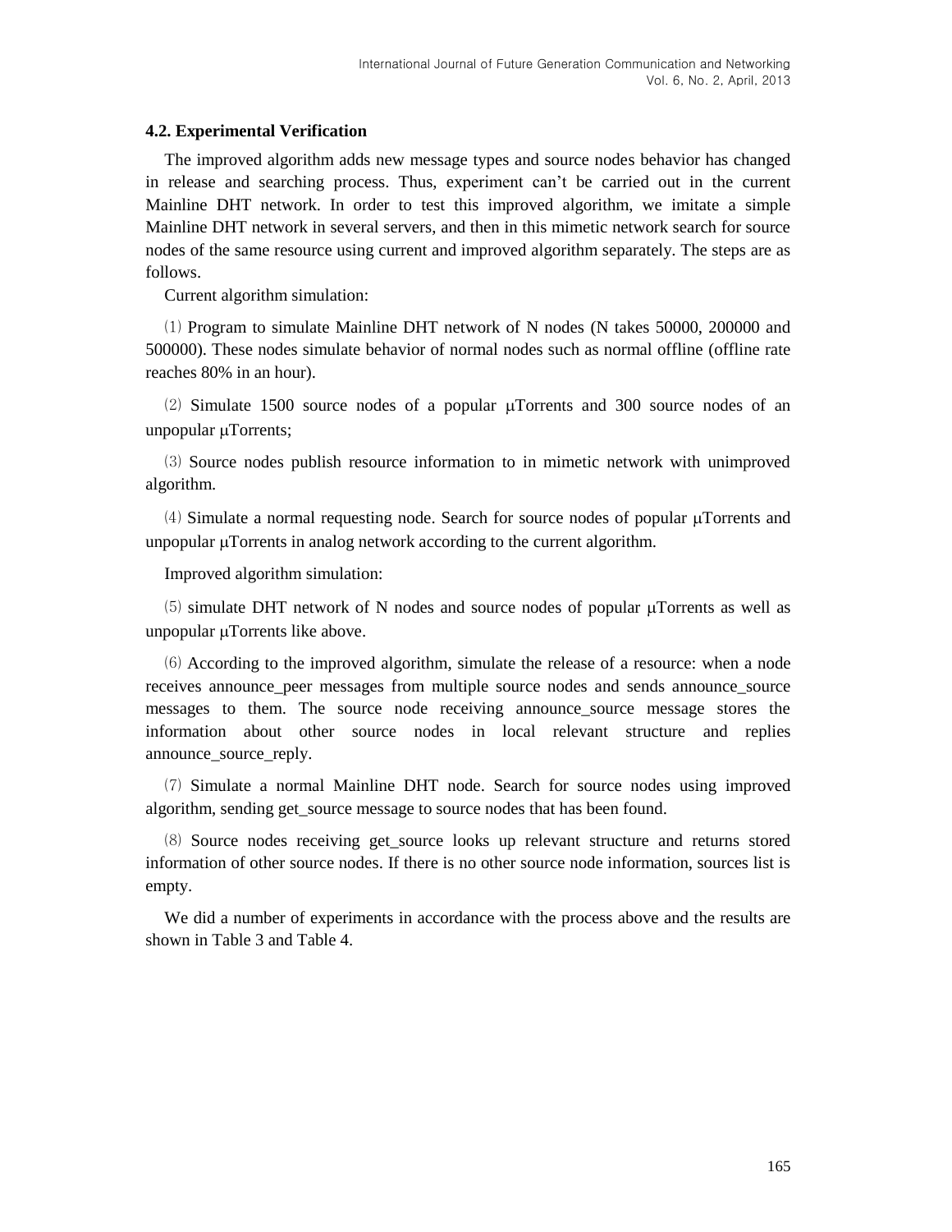### 4.2. Experimental Verification

The improved algorithm adds new message types and source nodes behavior has changed in release and searching process. Thus, experiment can't be carried out in the current Mainline DHT network. In order to test this improved algorithm, we imitate a simple Mainline DHT network in several servers, and then in this mimetic network search for source nodes of the same resource using current and improved algorithm separately. The steps are as follows.

Current algorithm simulation:

⑴ Program to simulate Mainline DHT network of N nodes (N takes 50000, 200000 and 500000). These nodes simulate behavior of normal nodes such as normal offline (offline rate reaches 80% in an hour).

⑵ Simulate 1500 source nodes of a popular μTorrents and 300 source nodes of an unpopular μTorrents;

⑶ Source nodes publish resource information to in mimetic network with unimproved algorithm.

⑷ Simulate a normal requesting node. Search for source nodes of popular μTorrents and unpopular μTorrents in analog network according to the current algorithm.

Improved algorithm simulation:

⑸ simulate DHT network of N nodes and source nodes of popular μTorrents as well as unpopular μTorrents like above.

⑹ According to the improved algorithm, simulate the release of a resource: when a node receives announce_peer messages from multiple source nodes and sends announce_source messages to them. The source node receiving announce_source message stores the information about other source nodes in local relevant structure and replies announce_source_reply.

⑺ Simulate a normal Mainline DHT node. Search for source nodes using improved algorithm, sending get_source message to source nodes that has been found.

⑻ Source nodes receiving get_source looks up relevant structure and returns stored information of other source nodes. If there is no other source node information, sources list is empty.

We did a number of experiments in accordance with the process above and the results are shown in Table 3 and Table 4.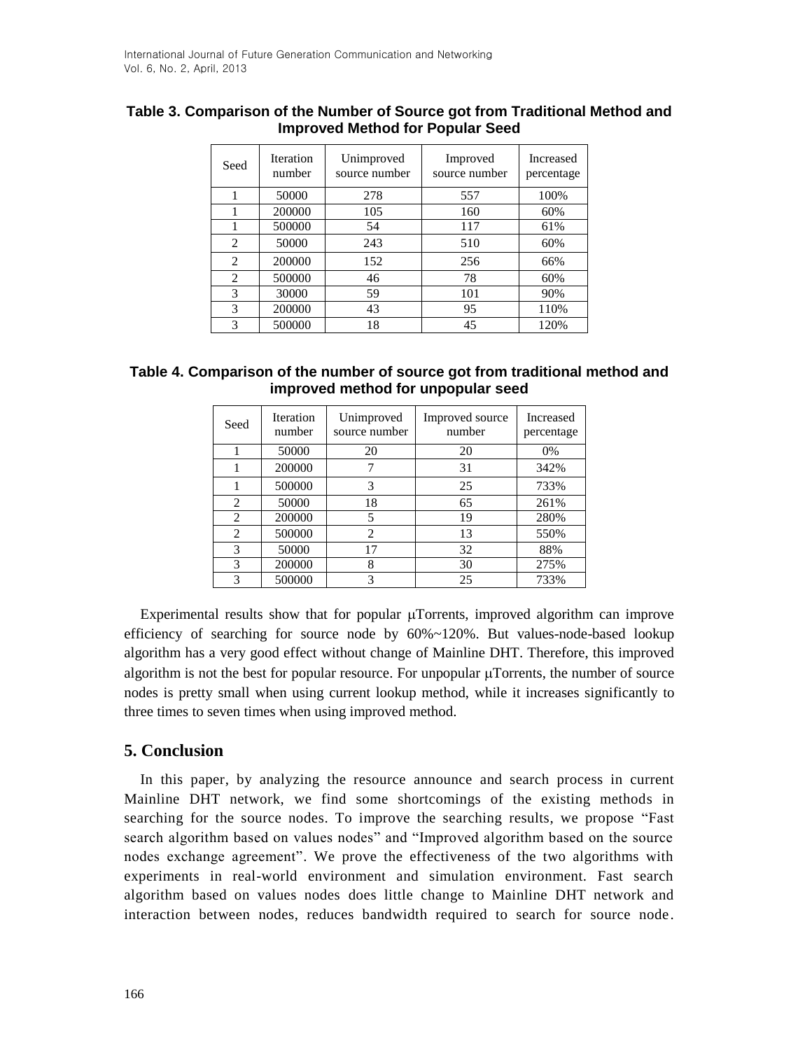**Table 3. Comparison of the Number of Source got from Traditional Method and Improved Method for Popular Seed**

| Seed | Iteration number | Unimproved source number | Improved source number | Increased percentage |
|---|---|---|---|---|
| 1 | 50000 | 278 | 557 | 100% |
| 1 | 200000 | 105 | 160 | 60% |
| 1 | 500000 | 54 | 117 | 61% |
| 2 | 50000 | 243 | 510 | 60% |
| 2 | 200000 | 152 | 256 | 66% |
| 2 | 500000 | 46 | 78 | 60% |
| 3 | 30000 | 59 | 101 | 90% |
| 3 | 200000 | 43 | 95 | 110% |
| 3 | 500000 | 18 | 45 | 120% |

**Table 4. Comparison of the number of source got from traditional method and improved method for unpopular seed**

| Seed | Iteration number | Unimproved source number | Improved source number | Increased percentage |
|---|---|---|---|---|
| 1 | 50000 | 20 | 20 | 0% |
| 1 | 200000 | 7 | 31 | 342% |
| 1 | 500000 | 3 | 25 | 733% |
| 2 | 50000 | 18 | 65 | 261% |
| 2 | 200000 | 5 | 19 | 280% |
| 2 | 500000 | 2 | 13 | 550% |
| 3 | 50000 | 17 | 32 | 88% |
| 3 | 200000 | 8 | 30 | 275% |
| 3 | 500000 | 3 | 25 | 733% |

Experimental results show that for popular μTorrents, improved algorithm can improve efficiency of searching for source node by 60%~120%. But values-node-based lookup algorithm has a very good effect without change of Mainline DHT. Therefore, this improved algorithm is not the best for popular resource. For unpopular μTorrents, the number of source nodes is pretty small when using current lookup method, while it increases significantly to three times to seven times when using improved method.

## 5. Conclusion

In this paper, by analyzing the resource announce and search process in current Mainline DHT network, we find some shortcomings of the existing methods in searching for the source nodes. To improve the searching results, we propose "Fast search algorithm based on values nodes" and "Improved algorithm based on the source nodes exchange agreement". We prove the effectiveness of the two algorithms with experiments in real-world environment and simulation environment. Fast search algorithm based on values nodes does little change to Mainline DHT network and interaction between nodes, reduces bandwidth required to search for source node.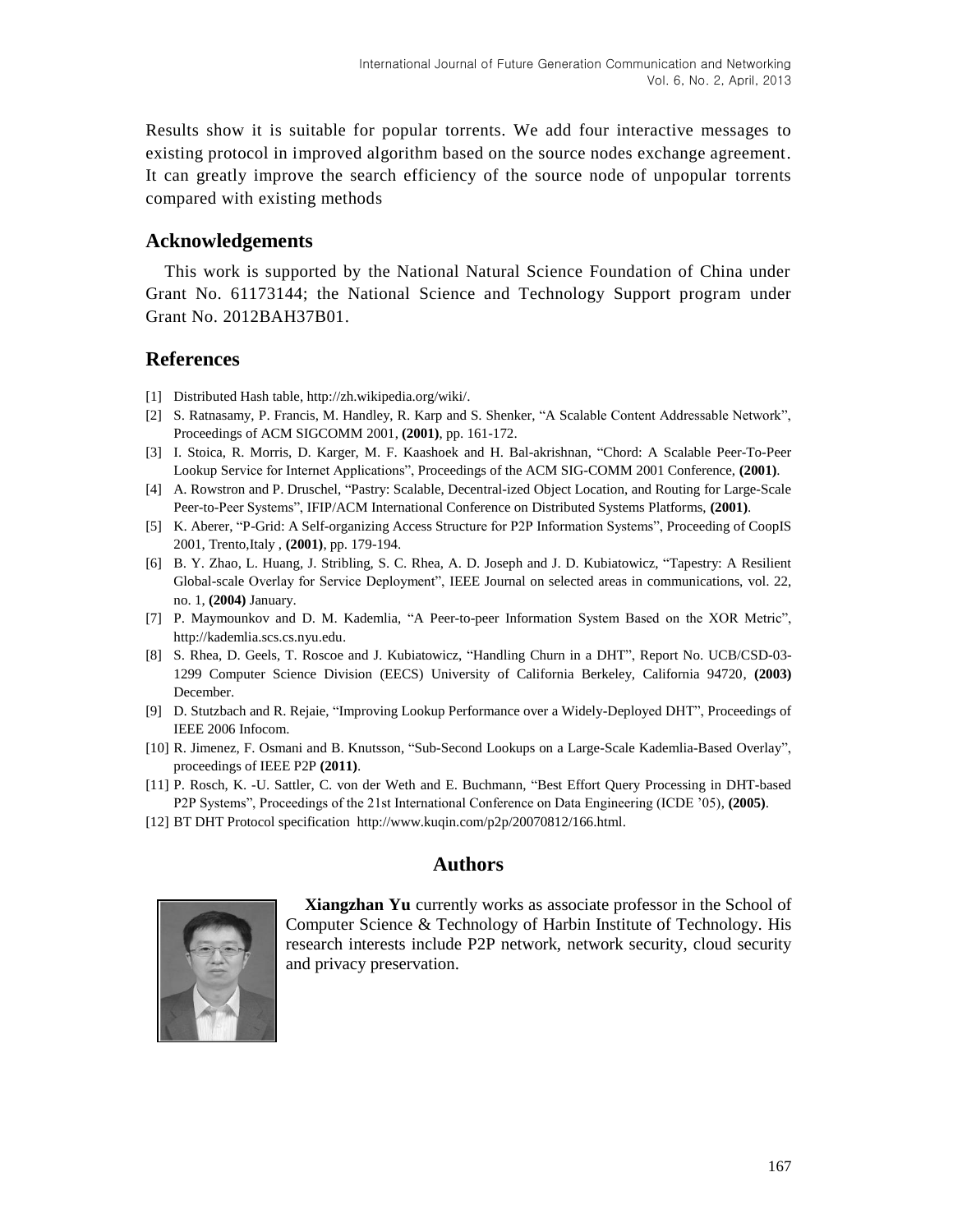Results show it is suitable for popular torrents. We add four interactive messages to existing protocol in improved algorithm based on the source nodes exchange agreement. It can greatly improve the search efficiency of the source node of unpopular torrents compared with existing methods

## Acknowledgements

This work is supported by the National Natural Science Foundation of China under Grant No. 61173144; the National Science and Technology Support program under Grant No. 2012BAH37B01.

## References

[1] Distributed Hash table, http://zh.wikipedia.org/wiki/.

[2] S. Ratnasamy, P. Francis, M. Handley, R. Karp and S. Shenker, "A Scalable Content Addressable Network", Proceedings of ACM SIGCOMM 2001, **(2001)**, pp. 161-172.

[3] I. Stoica, R. Morris, D. Karger, M. F. Kaashoek and H. Bal-akrishnan, "Chord: A Scalable Peer-To-Peer Lookup Service for Internet Applications", Proceedings of the ACM SIG-COMM 2001 Conference, **(2001)**.

[4] A. Rowstron and P. Druschel, "Pastry: Scalable, Decentral-ized Object Location, and Routing for Large-Scale Peer-to-Peer Systems", IFIP/ACM International Conference on Distributed Systems Platforms, **(2001)**.

[5] K. Aberer, "P-Grid: A Self-organizing Access Structure for P2P Information Systems", Proceeding of CoopIS 2001, Trento,Italy , **(2001)**, pp. 179-194.

[6] B. Y. Zhao, L. Huang, J. Stribling, S. C. Rhea, A. D. Joseph and J. D. Kubiatowicz, "Tapestry: A Resilient Global-scale Overlay for Service Deployment", IEEE Journal on selected areas in communications, vol. 22, no. 1, **(2004)** January.

[7] P. Maymounkov and D. M. Kademlia, "A Peer-to-peer Information System Based on the XOR Metric", http://kademlia.scs.cs.nyu.edu.

[8] S. Rhea, D. Geels, T. Roscoe and J. Kubiatowicz, "Handling Churn in a DHT", Report No. UCB/CSD-03-1299 Computer Science Division (EECS) University of California Berkeley, California 94720, **(2003)** December.

[9] D. Stutzbach and R. Rejaie, "Improving Lookup Performance over a Widely-Deployed DHT", Proceedings of IEEE 2006 Infocom.

[10] R. Jimenez, F. Osmani and B. Knutsson, "Sub-Second Lookups on a Large-Scale Kademlia-Based Overlay", proceedings of IEEE P2P **(2011)**.

[11] P. Rosch, K. -U. Sattler, C. von der Weth and E. Buchmann, "Best Effort Query Processing in DHT-based P2P Systems", Proceedings of the 21st International Conference on Data Engineering (ICDE '05), **(2005)**.

[12] BT DHT Protocol specification http://www.kuqin.com/p2p/20070812/166.html.

## Authors

**Xiangzhan Yu** currently works as associate professor in the School of Computer Science & Technology of Harbin Institute of Technology. His research interests include P2P network, network security, cloud security and privacy preservation.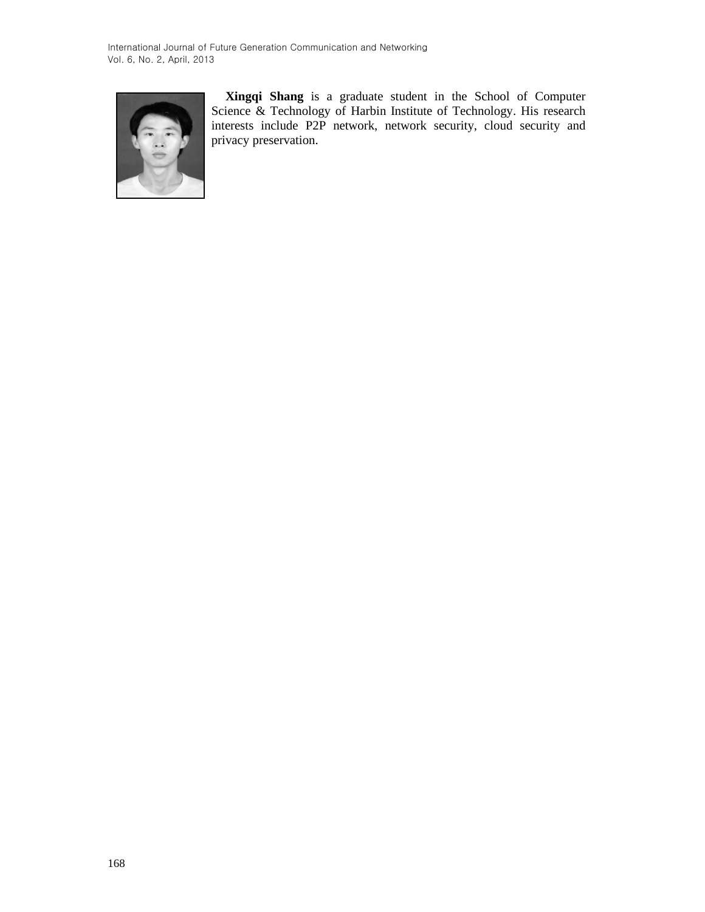**Xingqi Shang** is a graduate student in the School of Computer Science & Technology of Harbin Institute of Technology. His research interests include P2P network, network security, cloud security and privacy preservation.